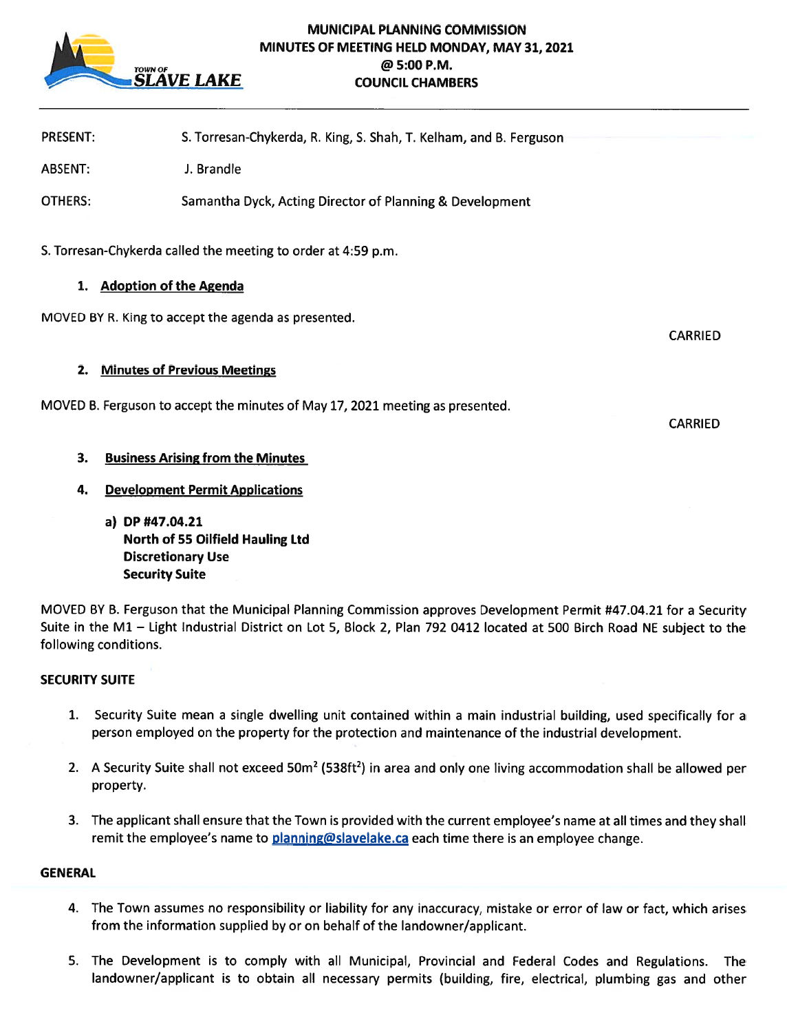# MUNICIPAL PLANNING COMMISSION
## MINUTES OF MEETING HELD MONDAY, MAY 31, 2021
## @ 5:00 P.M.
## COUNCIL CHAMBERS

PRESENT: S. Torresan-Chykerda, R. King, S. Shah, T. Kelham, and B. Ferguson

ABSENT: J. Brandle

OTHERS: Samantha Dyck, Acting Director of Planning & Development

S. Torresan-Chykerda called the meeting to order at 4:59 p.m.

1. **Adoption of the Agenda**

MOVED BY R. King to accept the agenda as presented.

CARRIED

2. **Minutes of Previous Meetings**

MOVED B. Ferguson to accept the minutes of May 17, 2021 meeting as presented.

CARRIED

3. **Business Arising from the Minutes**

4. **Development Permit Applications**

   a) **DP #47.04.21**
   **North of 55 Oilfield Hauling Ltd**
   **Discretionary Use**
   **Security Suite**

MOVED BY B. Ferguson that the Municipal Planning Commission approves Development Permit #47.04.21 for a Security Suite in the M1 – Light Industrial District on Lot 5, Block 2, Plan 792 0412 located at 500 Birch Road NE subject to the following conditions.

**SECURITY SUITE**

1. Security Suite mean a single dwelling unit contained within a main industrial building, used specifically for a person employed on the property for the protection and maintenance of the industrial development.

2. A Security Suite shall not exceed 50m$^2$ (538ft$^2$) in area and only one living accommodation shall be allowed per property.

3. The applicant shall ensure that the Town is provided with the current employee's name at all times and they shall remit the employee's name to planning@slavelake.ca each time there is an employee change.

**GENERAL**

4. The Town assumes no responsibility or liability for any inaccuracy, mistake or error of law or fact, which arises from the information supplied by or on behalf of the landowner/applicant.

5. The Development is to comply with all Municipal, Provincial and Federal Codes and Regulations. The landowner/applicant is to obtain all necessary permits (building, fire, electrical, plumbing gas and other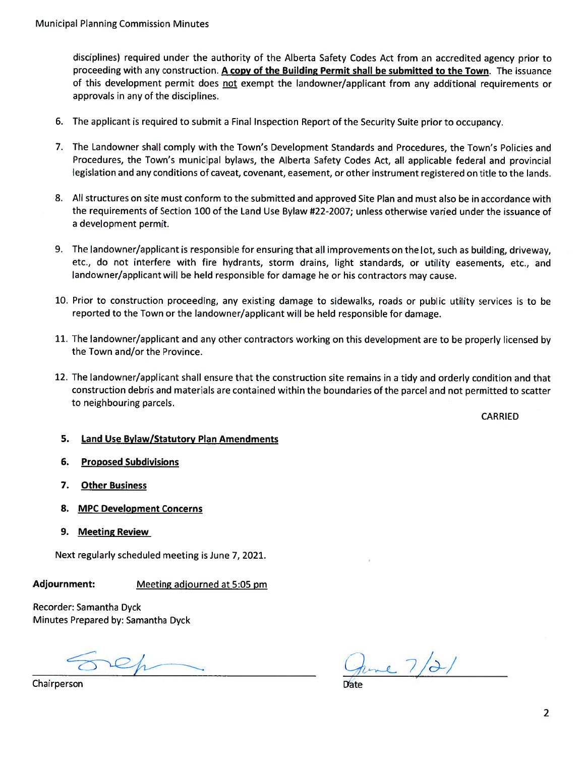disciplines) required under the authority of the Alberta Safety Codes Act from an accredited agency prior to proceeding with any construction. **A copy of the Building Permit shall be submitted to the Town**. The issuance of this development permit does not exempt the landowner/applicant from any additional requirements or approvals in any of the disciplines.

6. The applicant is required to submit a Final Inspection Report of the Security Suite prior to occupancy.

7. The Landowner shall comply with the Town's Development Standards and Procedures, the Town's Policies and Procedures, the Town's municipal bylaws, the Alberta Safety Codes Act, all applicable federal and provincial legislation and any conditions of caveat, covenant, easement, or other instrument registered on title to the lands.

8. All structures on site must conform to the submitted and approved Site Plan and must also be in accordance with the requirements of Section 100 of the Land Use Bylaw #22-2007; unless otherwise varied under the issuance of a development permit.

9. The landowner/applicant is responsible for ensuring that all improvements on the lot, such as building, driveway, etc., do not interfere with fire hydrants, storm drains, light standards, or utility easements, etc., and landowner/applicant will be held responsible for damage he or his contractors may cause.

10. Prior to construction proceeding, any existing damage to sidewalks, roads or public utility services is to be reported to the Town or the landowner/applicant will be held responsible for damage.

11. The landowner/applicant and any other contractors working on this development are to be properly licensed by the Town and/or the Province.

12. The landowner/applicant shall ensure that the construction site remains in a tidy and orderly condition and that construction debris and materials are contained within the boundaries of the parcel and not permitted to scatter to neighbouring parcels.

CARRIED

**5. Land Use Bylaw/Statutory Plan Amendments**

**6. Proposed Subdivisions**

**7. Other Business**

**8. MPC Development Concerns**

**9. Meeting Review**

Next regularly scheduled meeting is June 7, 2021.

**Adjournment:** Meeting adjourned at 5:05 pm

Recorder: Samantha Dyck
Minutes Prepared by: Samantha Dyck

Chairperson

June 7/21
Date